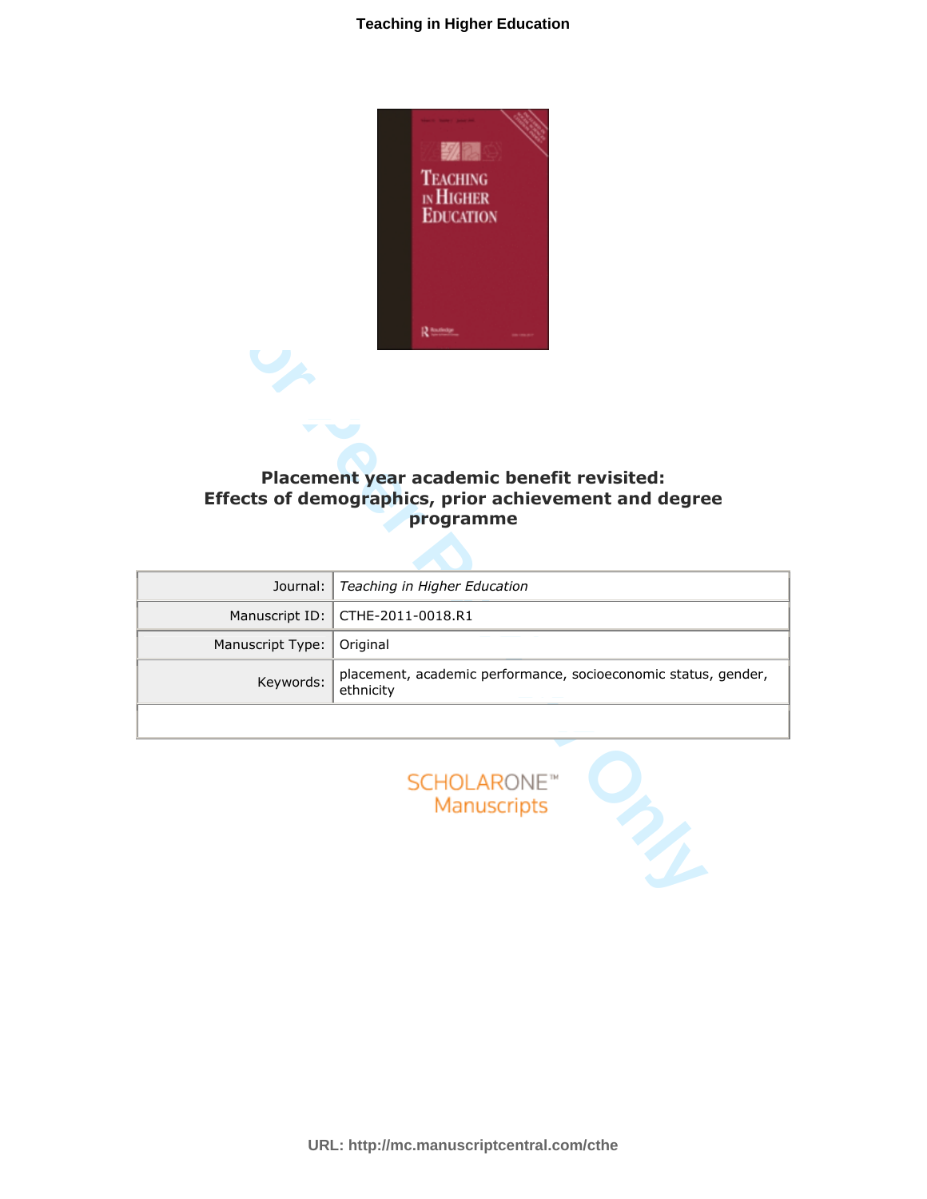# Placement year academic benefit revisited: Effects of demographics, prior achievement and degree programme

| | |
|---|---|
| Journal: | *Teaching in Higher Education* |
| Manuscript ID: | CTHE-2011-0018.R1 |
| Manuscript Type: | Original |
| Keywords: | placement, academic performance, socioeconomic status, gender, ethnicity |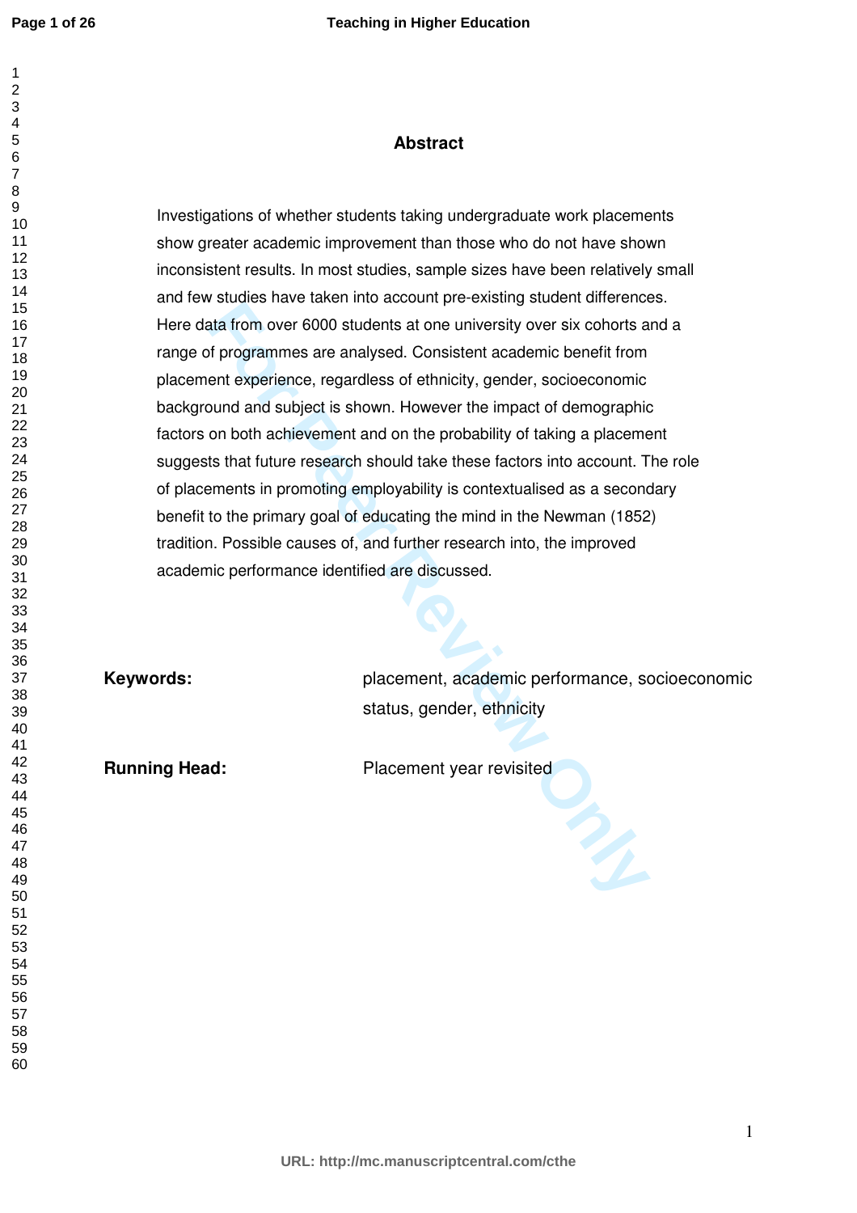## Abstract

Investigations of whether students taking undergraduate work placements show greater academic improvement than those who do not have shown inconsistent results. In most studies, sample sizes have been relatively small and few studies have taken into account pre-existing student differences. Here data from over 6000 students at one university over six cohorts and a range of programmes are analysed. Consistent academic benefit from placement experience, regardless of ethnicity, gender, socioeconomic background and subject is shown. However the impact of demographic factors on both achievement and on the probability of taking a placement suggests that future research should take these factors into account. The role of placements in promoting employability is contextualised as a secondary benefit to the primary goal of educating the mind in the Newman (1852) tradition. Possible causes of, and further research into, the improved academic performance identified are discussed.

**Keywords:** placement, academic performance, socioeconomic status, gender, ethnicity

**Running Head:** Placement year revisited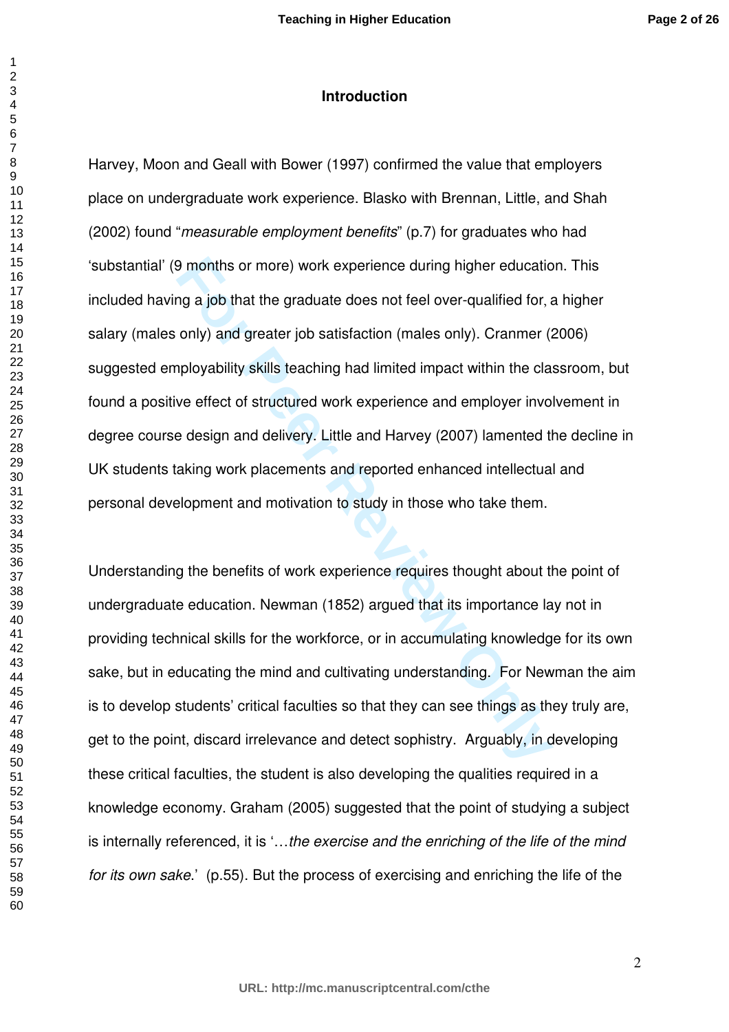## Introduction

Harvey, Moon and Geall with Bower (1997) confirmed the value that employers place on undergraduate work experience. Blasko with Brennan, Little, and Shah (2002) found "*measurable employment benefits*" (p.7) for graduates who had 'substantial' (9 months or more) work experience during higher education. This included having a job that the graduate does not feel over-qualified for, a higher salary (males only) and greater job satisfaction (males only). Cranmer (2006) suggested employability skills teaching had limited impact within the classroom, but found a positive effect of structured work experience and employer involvement in degree course design and delivery. Little and Harvey (2007) lamented the decline in UK students taking work placements and reported enhanced intellectual and personal development and motivation to study in those who take them.

Understanding the benefits of work experience requires thought about the point of undergraduate education. Newman (1852) argued that its importance lay not in providing technical skills for the workforce, or in accumulating knowledge for its own sake, but in educating the mind and cultivating understanding. For Newman the aim is to develop students' critical faculties so that they can see things as they truly are, get to the point, discard irrelevance and detect sophistry. Arguably, in developing these critical faculties, the student is also developing the qualities required in a knowledge economy. Graham (2005) suggested that the point of studying a subject is internally referenced, it is '…*the exercise and the enriching of the life of the mind for its own sake.*' (p.55). But the process of exercising and enriching the life of the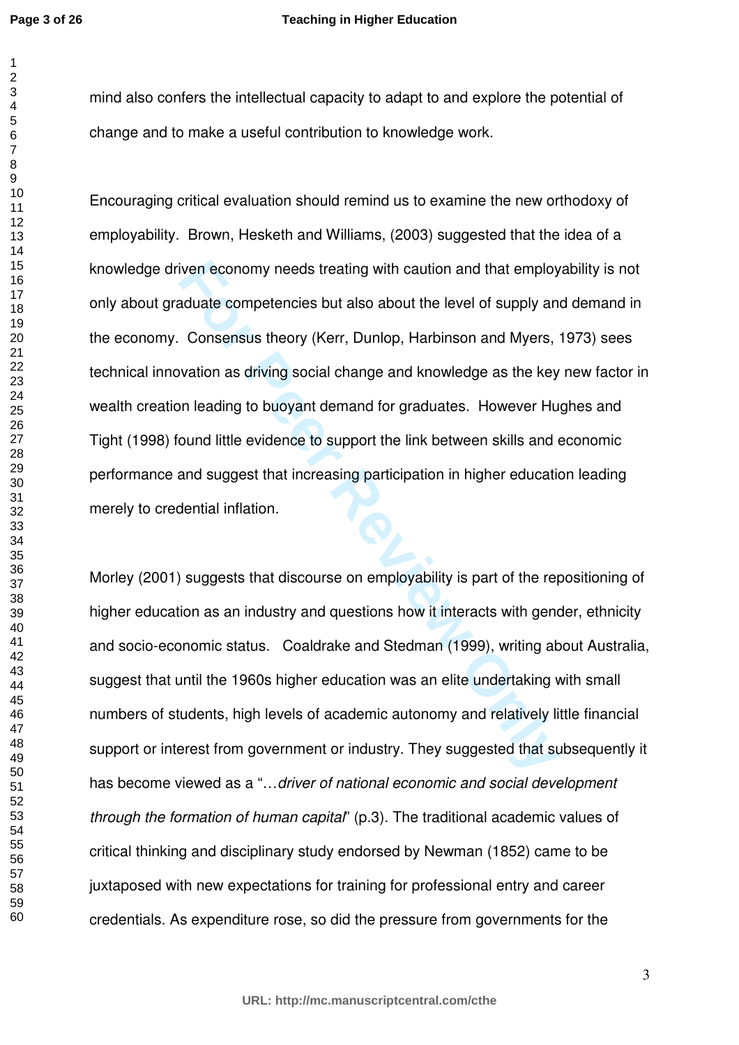mind also confers the intellectual capacity to adapt to and explore the potential of change and to make a useful contribution to knowledge work.

Encouraging critical evaluation should remind us to examine the new orthodoxy of employability. Brown, Hesketh and Williams, (2003) suggested that the idea of a knowledge driven economy needs treating with caution and that employability is not only about graduate competencies but also about the level of supply and demand in the economy. Consensus theory (Kerr, Dunlop, Harbinson and Myers, 1973) sees technical innovation as driving social change and knowledge as the key new factor in wealth creation leading to buoyant demand for graduates. However Hughes and Tight (1998) found little evidence to support the link between skills and economic performance and suggest that increasing participation in higher education leading merely to credential inflation.

Morley (2001) suggests that discourse on employability is part of the repositioning of higher education as an industry and questions how it interacts with gender, ethnicity and socio-economic status. Coaldrake and Stedman (1999), writing about Australia, suggest that until the 1960s higher education was an elite undertaking with small numbers of students, high levels of academic autonomy and relatively little financial support or interest from government or industry. They suggested that subsequently it has become viewed as a "…*driver of national economic and social development through the formation of human capital*" (p.3). The traditional academic values of critical thinking and disciplinary study endorsed by Newman (1852) came to be juxtaposed with new expectations for training for professional entry and career credentials. As expenditure rose, so did the pressure from governments for the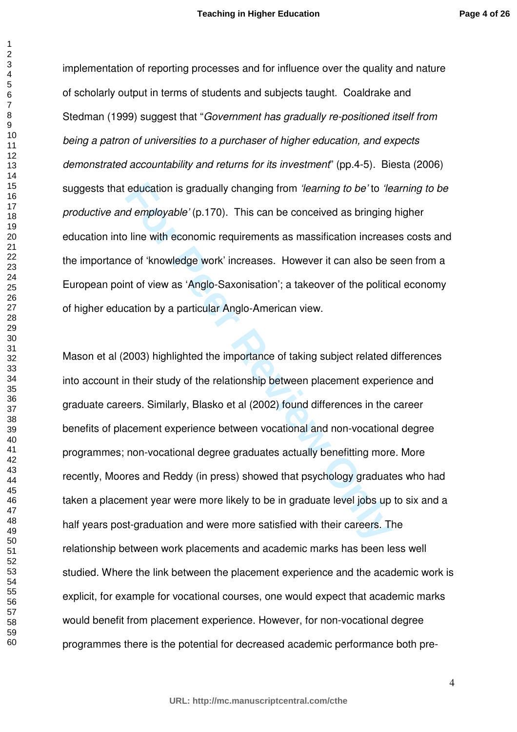implementation of reporting processes and for influence over the quality and nature of scholarly output in terms of students and subjects taught. Coaldrake and Stedman (1999) suggest that "*Government has gradually re-positioned itself from being a patron of universities to a purchaser of higher education, and expects demonstrated accountability and returns for its investment*" (pp.4-5). Biesta (2006) suggests that education is gradually changing from *'learning to be'* to *'learning to be productive and employable'* (p.170). This can be conceived as bringing higher education into line with economic requirements as massification increases costs and the importance of 'knowledge work' increases. However it can also be seen from a European point of view as 'Anglo-Saxonisation'; a takeover of the political economy of higher education by a particular Anglo-American view.

Mason et al (2003) highlighted the importance of taking subject related differences into account in their study of the relationship between placement experience and graduate careers. Similarly, Blasko et al (2002) found differences in the career benefits of placement experience between vocational and non-vocational degree programmes; non-vocational degree graduates actually benefitting more. More recently, Moores and Reddy (in press) showed that psychology graduates who had taken a placement year were more likely to be in graduate level jobs up to six and a half years post-graduation and were more satisfied with their careers. The relationship between work placements and academic marks has been less well studied. Where the link between the placement experience and the academic work is explicit, for example for vocational courses, one would expect that academic marks would benefit from placement experience. However, for non-vocational degree programmes there is the potential for decreased academic performance both pre-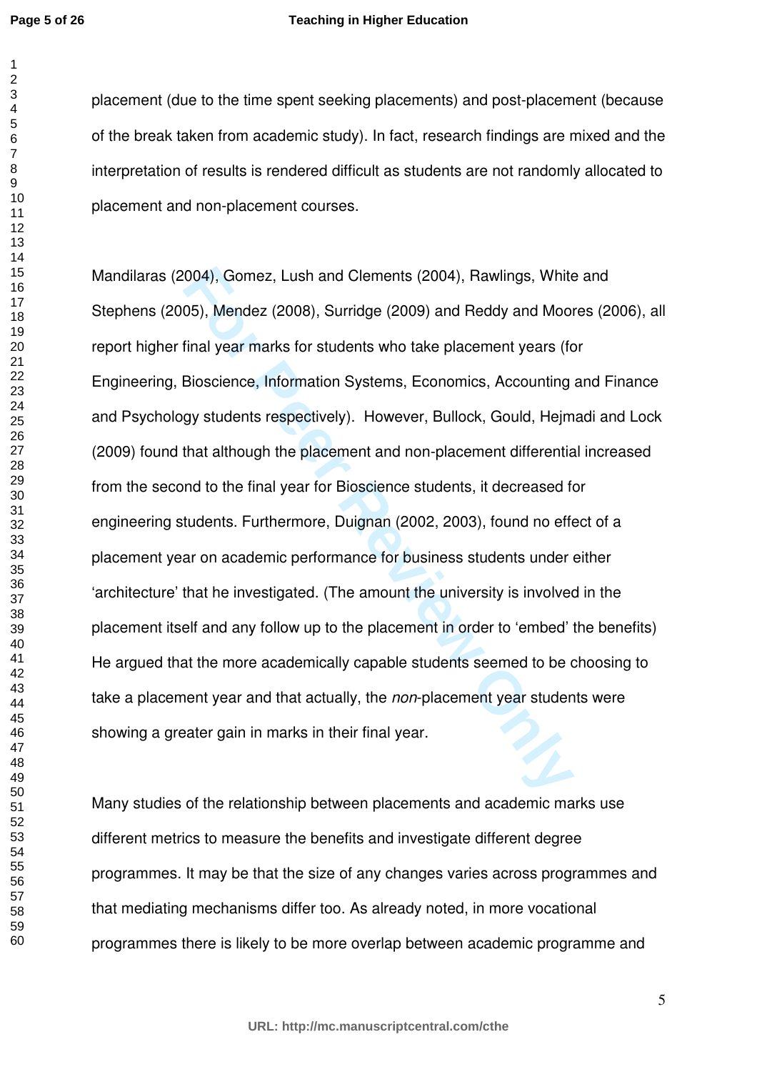placement (due to the time spent seeking placements) and post-placement (because of the break taken from academic study). In fact, research findings are mixed and the interpretation of results is rendered difficult as students are not randomly allocated to placement and non-placement courses.

Mandilaras (2004), Gomez, Lush and Clements (2004), Rawlings, White and Stephens (2005), Mendez (2008), Surridge (2009) and Reddy and Moores (2006), all report higher final year marks for students who take placement years (for Engineering, Bioscience, Information Systems, Economics, Accounting and Finance and Psychology students respectively). However, Bullock, Gould, Hejmadi and Lock (2009) found that although the placement and non-placement differential increased from the second to the final year for Bioscience students, it decreased for engineering students. Furthermore, Duignan (2002, 2003), found no effect of a placement year on academic performance for business students under either 'architecture' that he investigated. (The amount the university is involved in the placement itself and any follow up to the placement in order to 'embed' the benefits) He argued that the more academically capable students seemed to be choosing to take a placement year and that actually, the *non*-placement year students were showing a greater gain in marks in their final year.

Many studies of the relationship between placements and academic marks use different metrics to measure the benefits and investigate different degree programmes. It may be that the size of any changes varies across programmes and that mediating mechanisms differ too. As already noted, in more vocational programmes there is likely to be more overlap between academic programme and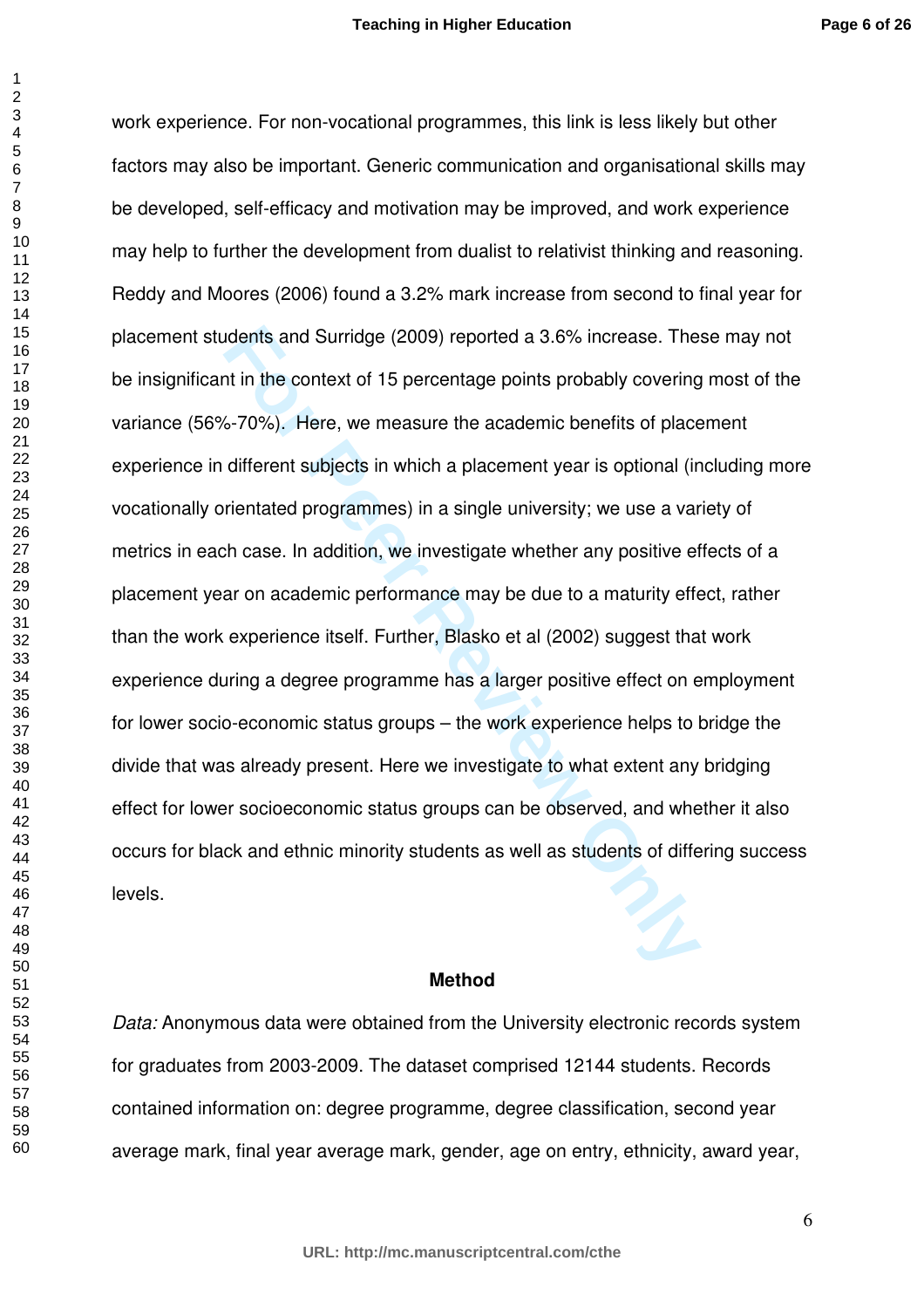work experience. For non-vocational programmes, this link is less likely but other factors may also be important. Generic communication and organisational skills may be developed, self-efficacy and motivation may be improved, and work experience may help to further the development from dualist to relativist thinking and reasoning. Reddy and Moores (2006) found a 3.2% mark increase from second to final year for placement students and Surridge (2009) reported a 3.6% increase. These may not be insignificant in the context of 15 percentage points probably covering most of the variance (56%-70%). Here, we measure the academic benefits of placement experience in different subjects in which a placement year is optional (including more vocationally orientated programmes) in a single university; we use a variety of metrics in each case. In addition, we investigate whether any positive effects of a placement year on academic performance may be due to a maturity effect, rather than the work experience itself. Further, Blasko et al (2002) suggest that work experience during a degree programme has a larger positive effect on employment for lower socio-economic status groups – the work experience helps to bridge the divide that was already present. Here we investigate to what extent any bridging effect for lower socioeconomic status groups can be observed, and whether it also occurs for black and ethnic minority students as well as students of differing success levels.

## Method

*Data:* Anonymous data were obtained from the University electronic records system for graduates from 2003-2009. The dataset comprised 12144 students. Records contained information on: degree programme, degree classification, second year average mark, final year average mark, gender, age on entry, ethnicity, award year,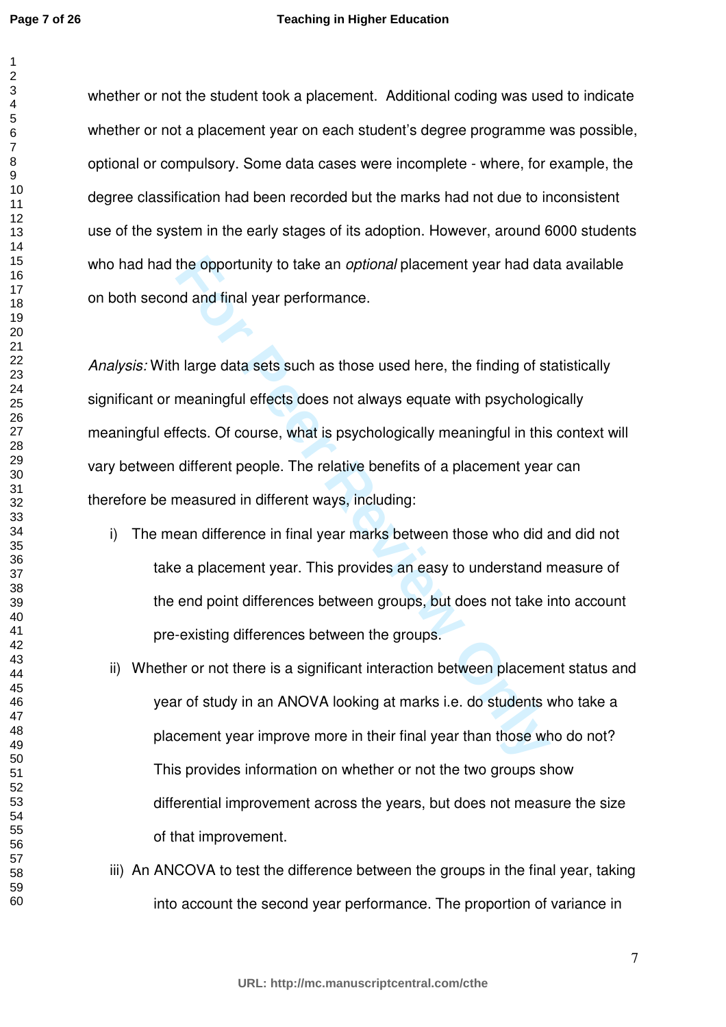whether or not the student took a placement. Additional coding was used to indicate whether or not a placement year on each student's degree programme was possible, optional or compulsory. Some data cases were incomplete - where, for example, the degree classification had been recorded but the marks had not due to inconsistent use of the system in the early stages of its adoption. However, around 6000 students who had had the opportunity to take an *optional* placement year had data available on both second and final year performance.

*Analysis:* With large data sets such as those used here, the finding of statistically significant or meaningful effects does not always equate with psychologically meaningful effects. Of course, what is psychologically meaningful in this context will vary between different people. The relative benefits of a placement year can therefore be measured in different ways, including:

i) The mean difference in final year marks between those who did and did not take a placement year. This provides an easy to understand measure of the end point differences between groups, but does not take into account pre-existing differences between the groups.

ii) Whether or not there is a significant interaction between placement status and year of study in an ANOVA looking at marks i.e. do students who take a placement year improve more in their final year than those who do not? This provides information on whether or not the two groups show differential improvement across the years, but does not measure the size of that improvement.

iii) An ANCOVA to test the difference between the groups in the final year, taking into account the second year performance. The proportion of variance in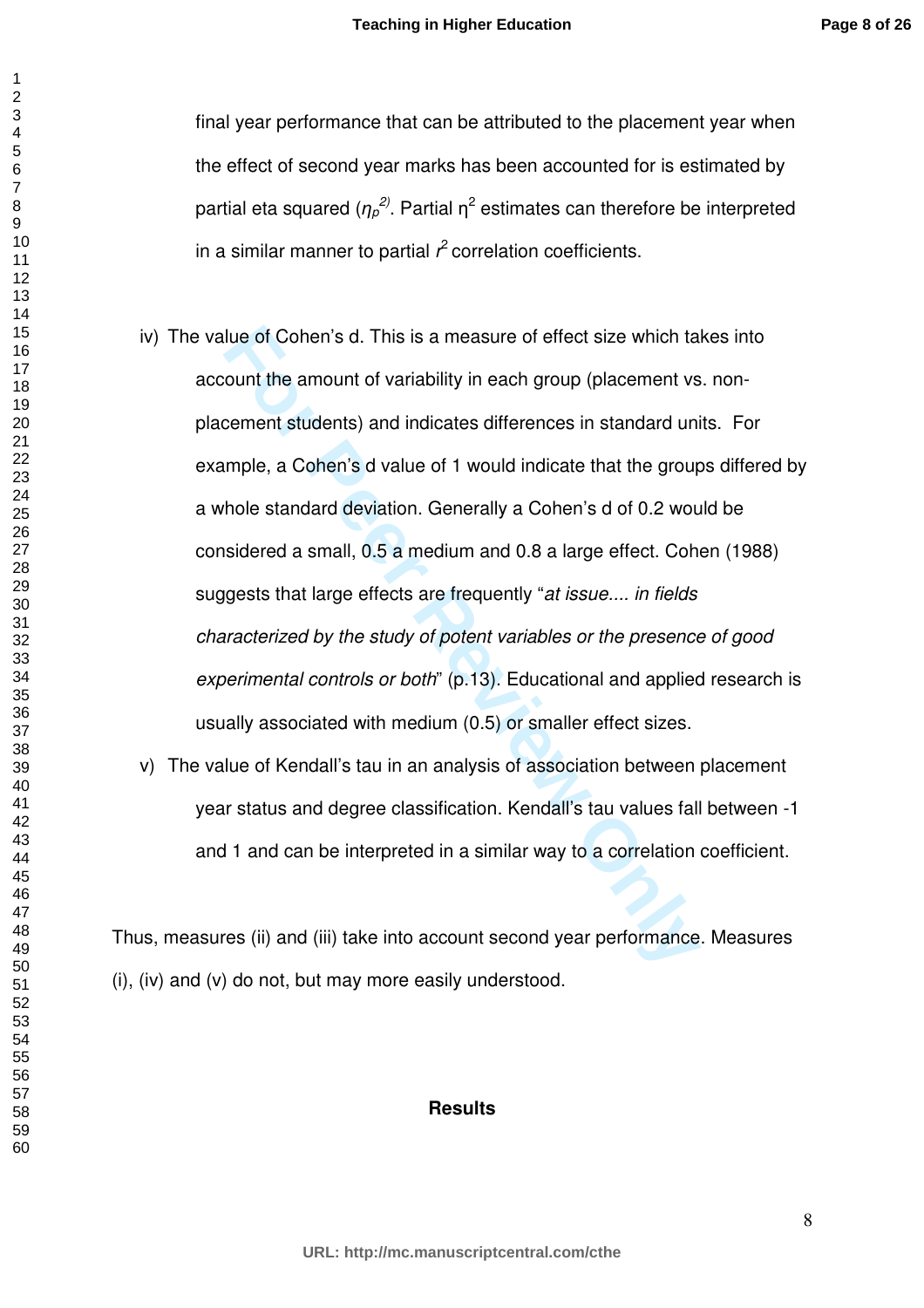final year performance that can be attributed to the placement year when the effect of second year marks has been accounted for is estimated by partial eta squared ($\eta_p^{2}$). Partial $\eta^2$ estimates can therefore be interpreted in a similar manner to partial $r^2$ correlation coefficients.

iv) The value of Cohen's d. This is a measure of effect size which takes into account the amount of variability in each group (placement vs. non-placement students) and indicates differences in standard units. For example, a Cohen's d value of 1 would indicate that the groups differed by a whole standard deviation. Generally a Cohen's d of 0.2 would be considered a small, 0.5 a medium and 0.8 a large effect. Cohen (1988) suggests that large effects are frequently "*at issue.... in fields characterized by the study of potent variables or the presence of good experimental controls or both*" (p.13). Educational and applied research is usually associated with medium (0.5) or smaller effect sizes.

v) The value of Kendall's tau in an analysis of association between placement year status and degree classification. Kendall's tau values fall between -1 and 1 and can be interpreted in a similar way to a correlation coefficient.

Thus, measures (ii) and (iii) take into account second year performance. Measures (i), (iv) and (v) do not, but may more easily understood.

## Results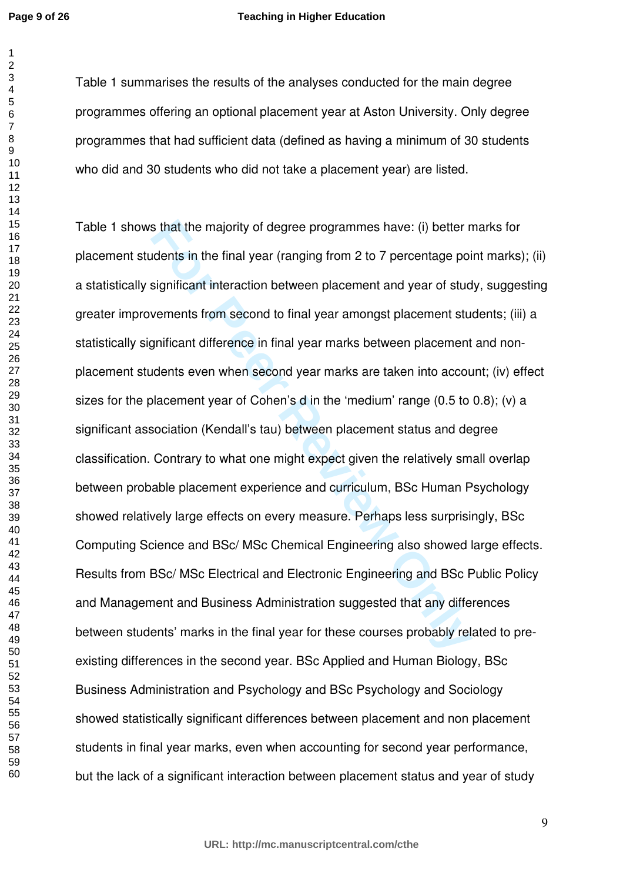Table 1 summarises the results of the analyses conducted for the main degree programmes offering an optional placement year at Aston University. Only degree programmes that had sufficient data (defined as having a minimum of 30 students who did and 30 students who did not take a placement year) are listed.

Table 1 shows that the majority of degree programmes have: (i) better marks for placement students in the final year (ranging from 2 to 7 percentage point marks); (ii) a statistically significant interaction between placement and year of study, suggesting greater improvements from second to final year amongst placement students; (iii) a statistically significant difference in final year marks between placement and non-placement students even when second year marks are taken into account; (iv) effect sizes for the placement year of Cohen's d in the 'medium' range (0.5 to 0.8); (v) a significant association (Kendall's tau) between placement status and degree classification. Contrary to what one might expect given the relatively small overlap between probable placement experience and curriculum, BSc Human Psychology showed relatively large effects on every measure. Perhaps less surprisingly, BSc Computing Science and BSc/ MSc Chemical Engineering also showed large effects. Results from BSc/ MSc Electrical and Electronic Engineering and BSc Public Policy and Management and Business Administration suggested that any differences between students' marks in the final year for these courses probably related to pre-existing differences in the second year. BSc Applied and Human Biology, BSc Business Administration and Psychology and BSc Psychology and Sociology showed statistically significant differences between placement and non placement students in final year marks, even when accounting for second year performance, but the lack of a significant interaction between placement status and year of study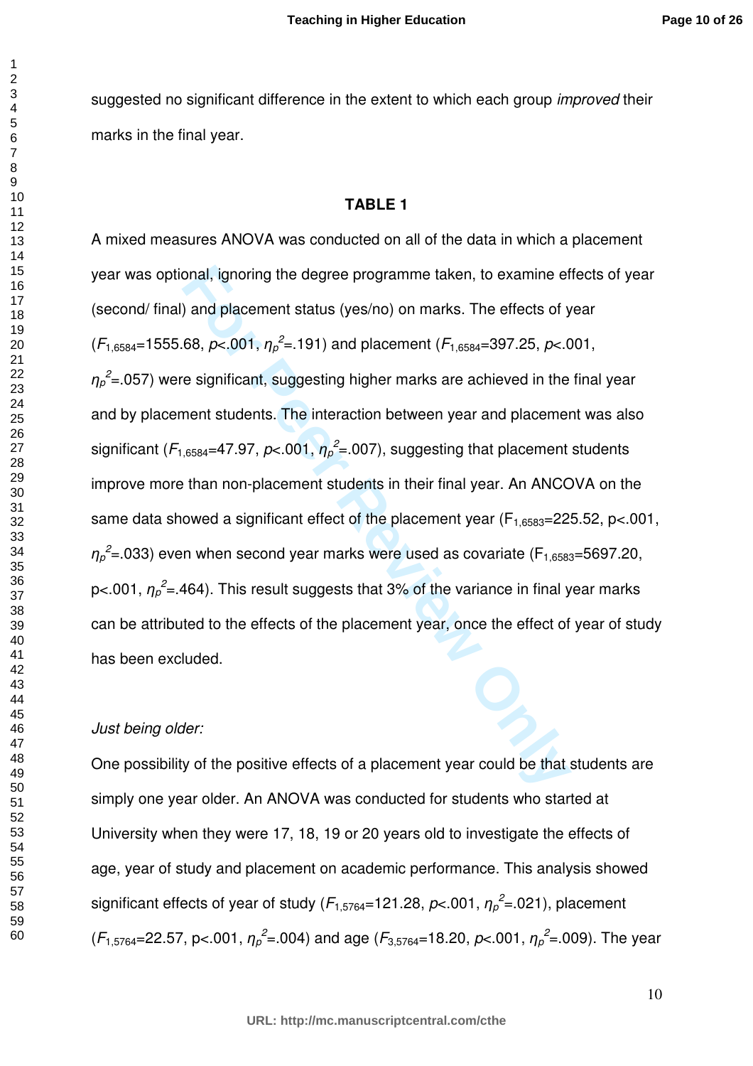suggested no significant difference in the extent to which each group *improved* their marks in the final year.

**TABLE 1**

A mixed measures ANOVA was conducted on all of the data in which a placement year was optional, ignoring the degree programme taken, to examine effects of year (second/ final) and placement status (yes/no) on marks. The effects of year ($F_{1,6584}$=1555.68, $p$<.001, $\eta_p^2$=.191) and placement ($F_{1,6584}$=397.25, $p$<.001, $\eta_p^2$=.057) were significant, suggesting higher marks are achieved in the final year and by placement students. The interaction between year and placement was also significant ($F_{1,6584}$=47.97, $p$<.001, $\eta_p^2$=.007), suggesting that placement students improve more than non-placement students in their final year. An ANCOVA on the same data showed a significant effect of the placement year ($F_{1,6583}$=225.52, p<.001, $\eta_p^2$=.033) even when second year marks were used as covariate ($F_{1,6583}$=5697.20, p<.001, $\eta_p^2$=.464). This result suggests that 3% of the variance in final year marks can be attributed to the effects of the placement year, once the effect of year of study has been excluded.

*Just being older:*

One possibility of the positive effects of a placement year could be that students are simply one year older. An ANOVA was conducted for students who started at University when they were 17, 18, 19 or 20 years old to investigate the effects of age, year of study and placement on academic performance. This analysis showed significant effects of year of study ($F_{1,5764}$=121.28, $p$<.001, $\eta_p^2$=.021), placement ($F_{1,5764}$=22.57, p<.001, $\eta_p^2$=.004) and age ($F_{3,5764}$=18.20, $p$<.001, $\eta_p^2$=.009). The year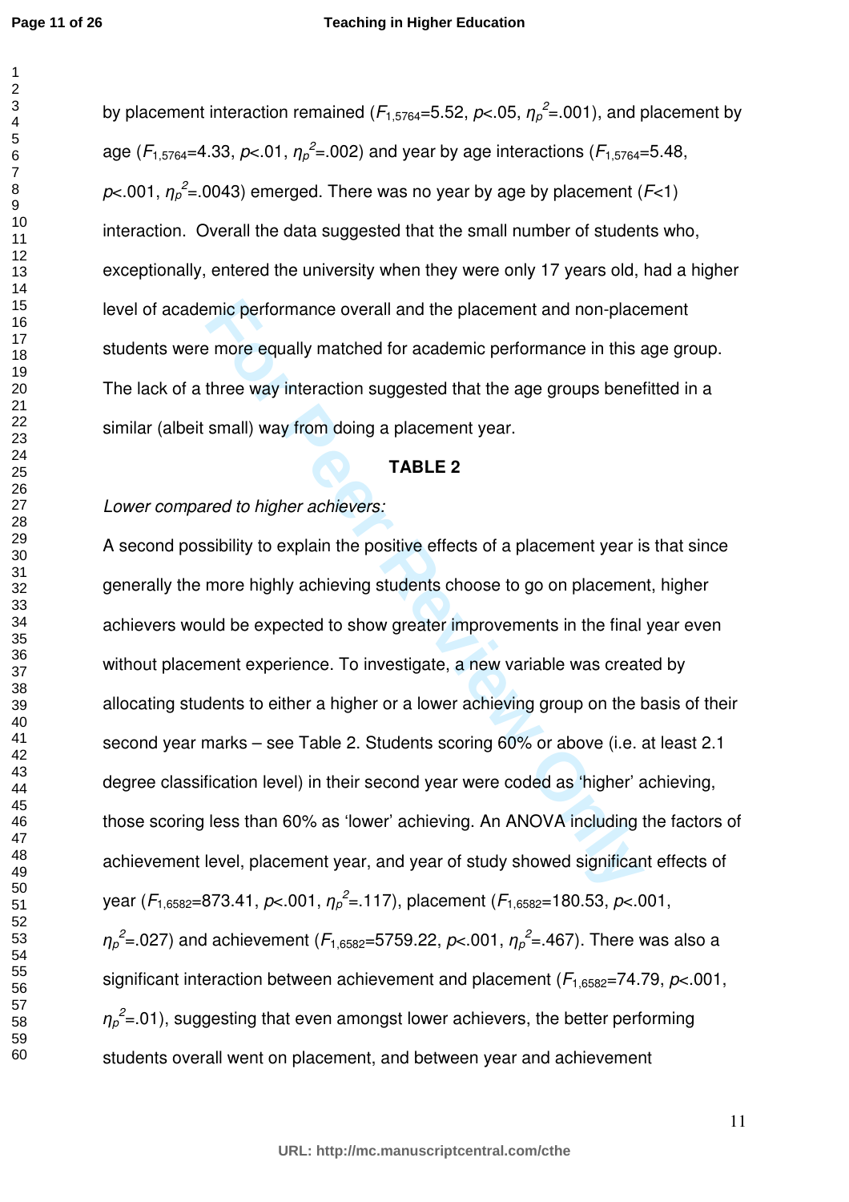by placement interaction remained ($F_{1,5764}$=5.52, $p$<.05, $\eta_p^2$=.001), and placement by age ($F_{1,5764}$=4.33, $p$<.01, $\eta_p^2$=.002) and year by age interactions ($F_{1,5764}$=5.48, $p$<.001, $\eta_p^2$=.0043) emerged. There was no year by age by placement ($F$<1) interaction. Overall the data suggested that the small number of students who, exceptionally, entered the university when they were only 17 years old, had a higher level of academic performance overall and the placement and non-placement students were more equally matched for academic performance in this age group. The lack of a three way interaction suggested that the age groups benefitted in a similar (albeit small) way from doing a placement year.

**TABLE 2**

*Lower compared to higher achievers:*

A second possibility to explain the positive effects of a placement year is that since generally the more highly achieving students choose to go on placement, higher achievers would be expected to show greater improvements in the final year even without placement experience. To investigate, a new variable was created by allocating students to either a higher or a lower achieving group on the basis of their second year marks – see Table 2. Students scoring 60% or above (i.e. at least 2.1 degree classification level) in their second year were coded as 'higher' achieving, those scoring less than 60% as 'lower' achieving. An ANOVA including the factors of achievement level, placement year, and year of study showed significant effects of year ($F_{1,6582}$=873.41, $p$<.001, $\eta_p^2$=.117), placement ($F_{1,6582}$=180.53, $p$<.001, $\eta_p^2$=.027) and achievement ($F_{1,6582}$=5759.22, $p$<.001, $\eta_p^2$=.467). There was also a significant interaction between achievement and placement ($F_{1,6582}$=74.79, $p$<.001, $\eta_p^2$=.01), suggesting that even amongst lower achievers, the better performing students overall went on placement, and between year and achievement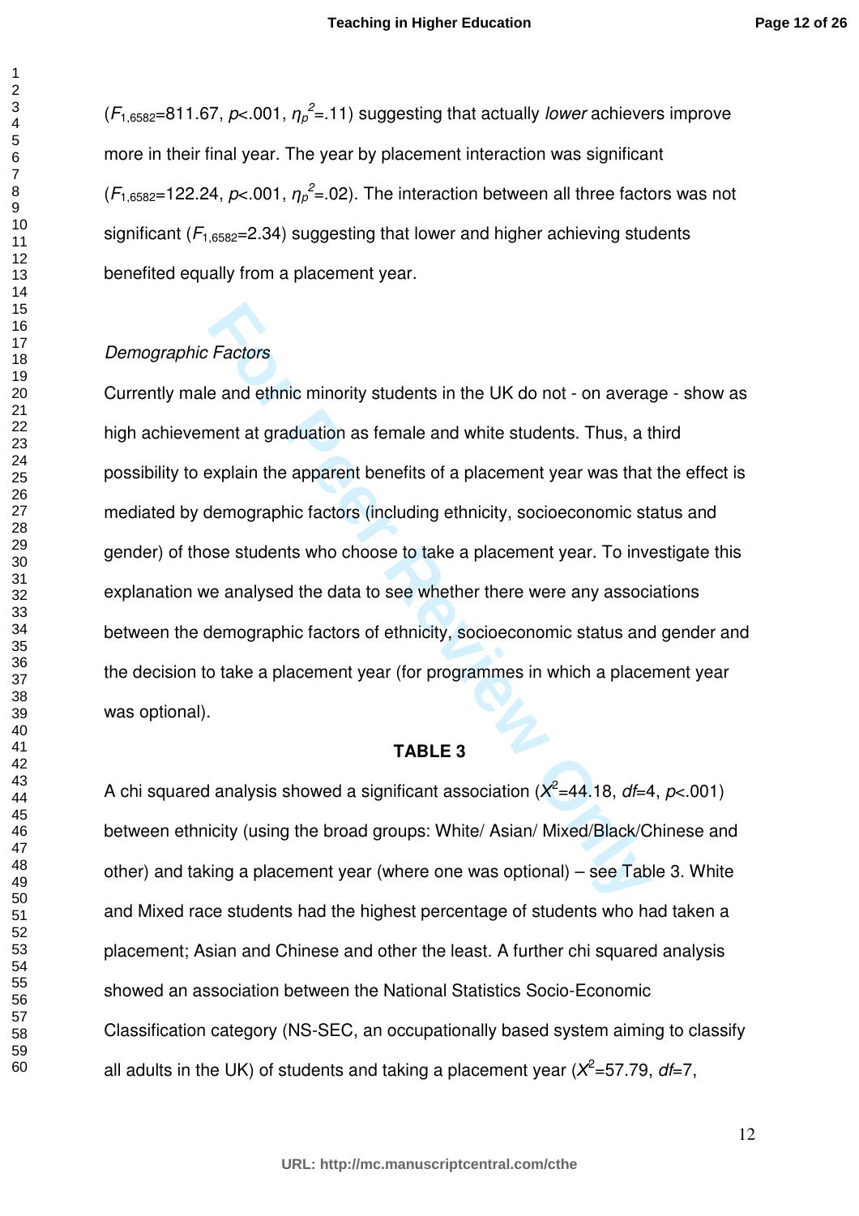($F_{1,6582}$=811.67, $p$<.001, $\eta_p^2$=.11) suggesting that actually *lower* achievers improve more in their final year. The year by placement interaction was significant ($F_{1,6582}$=122.24, $p$<.001, $\eta_p^2$=.02). The interaction between all three factors was not significant ($F_{1,6582}$=2.34) suggesting that lower and higher achieving students benefited equally from a placement year.

*Demographic Factors*

Currently male and ethnic minority students in the UK do not - on average - show as high achievement at graduation as female and white students. Thus, a third possibility to explain the apparent benefits of a placement year was that the effect is mediated by demographic factors (including ethnicity, socioeconomic status and gender) of those students who choose to take a placement year. To investigate this explanation we analysed the data to see whether there were any associations between the demographic factors of ethnicity, socioeconomic status and gender and the decision to take a placement year (for programmes in which a placement year was optional).

**TABLE 3**

A chi squared analysis showed a significant association ($X^2$=44.18, $df$=4, $p$<.001) between ethnicity (using the broad groups: White/ Asian/ Mixed/Black/Chinese and other) and taking a placement year (where one was optional) – see Table 3. White and Mixed race students had the highest percentage of students who had taken a placement; Asian and Chinese and other the least. A further chi squared analysis showed an association between the National Statistics Socio-Economic Classification category (NS-SEC, an occupationally based system aiming to classify all adults in the UK) of students and taking a placement year ($X^2$=57.79, $df$=7,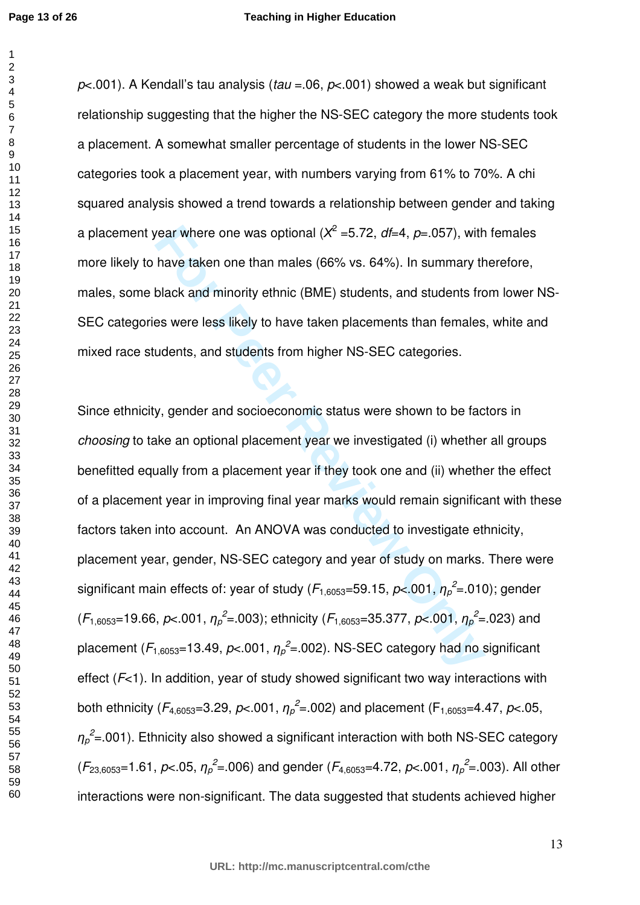$p<.001$). A Kendall's tau analysis (*tau* =.06, $p<.001$) showed a weak but significant relationship suggesting that the higher the NS-SEC category the more students took a placement. A somewhat smaller percentage of students in the lower NS-SEC categories took a placement year, with numbers varying from 61% to 70%. A chi squared analysis showed a trend towards a relationship between gender and taking a placement year where one was optional ($X^2$ =5.72, $df$=4, $p$=.057), with females more likely to have taken one than males (66% vs. 64%). In summary therefore, males, some black and minority ethnic (BME) students, and students from lower NS-SEC categories were less likely to have taken placements than females, white and mixed race students, and students from higher NS-SEC categories.

Since ethnicity, gender and socioeconomic status were shown to be factors in *choosing* to take an optional placement year we investigated (i) whether all groups benefitted equally from a placement year if they took one and (ii) whether the effect of a placement year in improving final year marks would remain significant with these factors taken into account. An ANOVA was conducted to investigate ethnicity, placement year, gender, NS-SEC category and year of study on marks. There were significant main effects of: year of study ($F_{1,6053}$=59.15, $p<.001$, $\eta_p^2$=.010); gender ($F_{1,6053}$=19.66, $p<.001$, $\eta_p^2$=.003); ethnicity ($F_{1,6053}$=35.377, $p<.001$, $\eta_p^2$=.023) and placement ($F_{1,6053}$=13.49, $p<.001$, $\eta_p^2$=.002). NS-SEC category had no significant effect ($F<1$). In addition, year of study showed significant two way interactions with both ethnicity ($F_{4,6053}$=3.29, $p<.001$, $\eta_p^2$=.002) and placement ($F_{1,6053}$=4.47, $p<.05$, $\eta_p^2$=.001). Ethnicity also showed a significant interaction with both NS-SEC category ($F_{23,6053}$=1.61, $p<.05$, $\eta_p^2$=.006) and gender ($F_{4,6053}$=4.72, $p<.001$, $\eta_p^2$=.003). All other interactions were non-significant. The data suggested that students achieved higher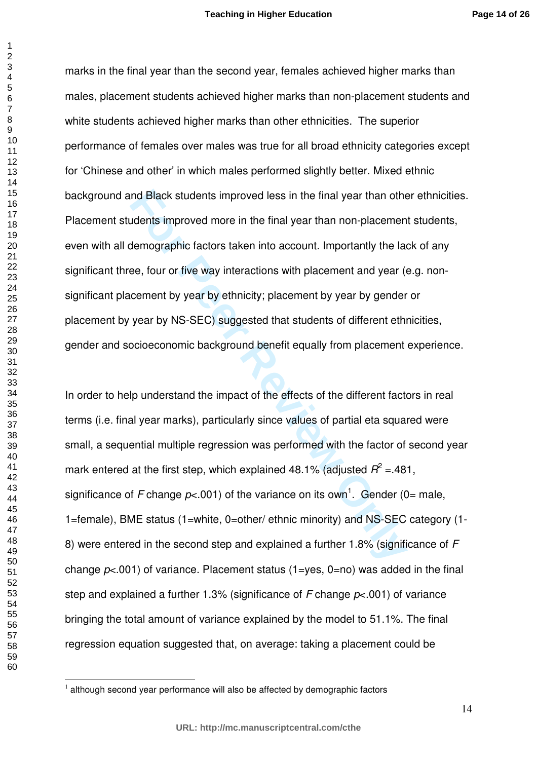marks in the final year than the second year, females achieved higher marks than males, placement students achieved higher marks than non-placement students and white students achieved higher marks than other ethnicities. The superior performance of females over males was true for all broad ethnicity categories except for 'Chinese and other' in which males performed slightly better. Mixed ethnic background and Black students improved less in the final year than other ethnicities. Placement students improved more in the final year than non-placement students, even with all demographic factors taken into account. Importantly the lack of any significant three, four or five way interactions with placement and year (e.g. non-significant placement by year by ethnicity; placement by year by gender or placement by year by NS-SEC) suggested that students of different ethnicities, gender and socioeconomic background benefit equally from placement experience.

In order to help understand the impact of the effects of the different factors in real terms (i.e. final year marks), particularly since values of partial eta squared were small, a sequential multiple regression was performed with the factor of second year mark entered at the first step, which explained 48.1% (adjusted $R^2$ =.481, significance of $F$ change $p$<.001) of the variance on its own[1]. Gender (0= male, 1=female), BME status (1=white, 0=other/ ethnic minority) and NS-SEC category (1-8) were entered in the second step and explained a further 1.8% (significance of $F$ change $p$<.001) of variance. Placement status (1=yes, 0=no) was added in the final step and explained a further 1.3% (significance of $F$ change $p$<.001) of variance bringing the total amount of variance explained by the model to 51.1%. The final regression equation suggested that, on average: taking a placement could be

[1] although second year performance will also be affected by demographic factors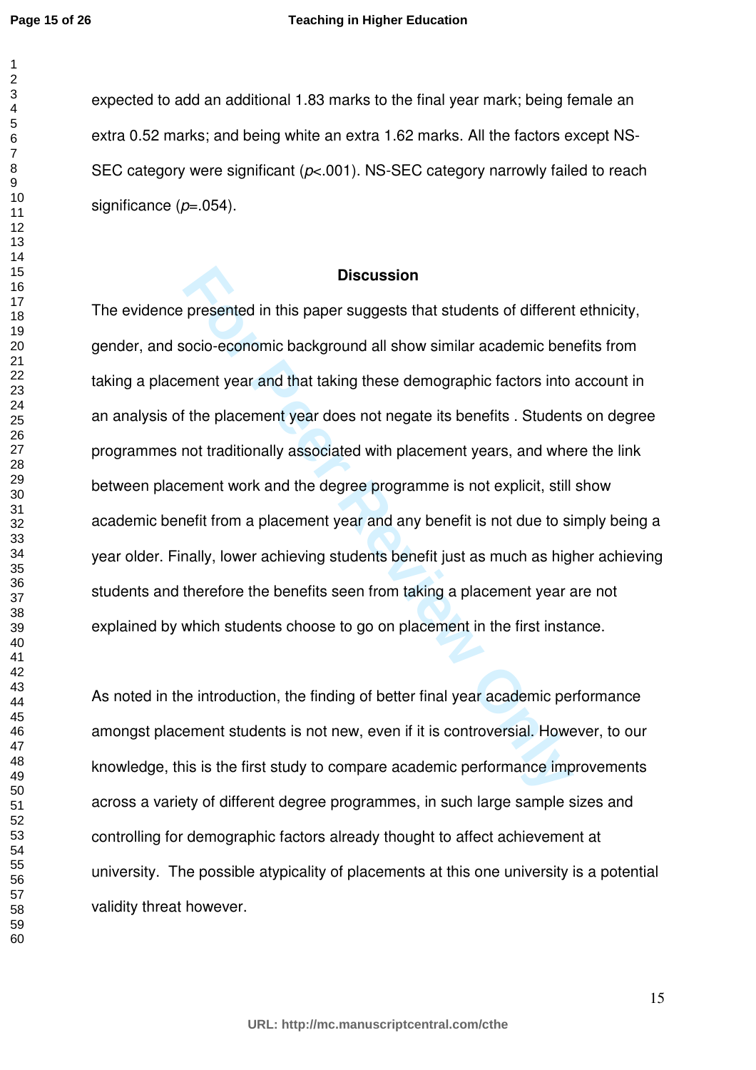expected to add an additional 1.83 marks to the final year mark; being female an extra 0.52 marks; and being white an extra 1.62 marks. All the factors except NS-SEC category were significant ($p<.001$). NS-SEC category narrowly failed to reach significance ($p=.054$).

## Discussion

The evidence presented in this paper suggests that students of different ethnicity, gender, and socio-economic background all show similar academic benefits from taking a placement year and that taking these demographic factors into account in an analysis of the placement year does not negate its benefits . Students on degree programmes not traditionally associated with placement years, and where the link between placement work and the degree programme is not explicit, still show academic benefit from a placement year and any benefit is not due to simply being a year older. Finally, lower achieving students benefit just as much as higher achieving students and therefore the benefits seen from taking a placement year are not explained by which students choose to go on placement in the first instance.

As noted in the introduction, the finding of better final year academic performance amongst placement students is not new, even if it is controversial. However, to our knowledge, this is the first study to compare academic performance improvements across a variety of different degree programmes, in such large sample sizes and controlling for demographic factors already thought to affect achievement at university. The possible atypicality of placements at this one university is a potential validity threat however.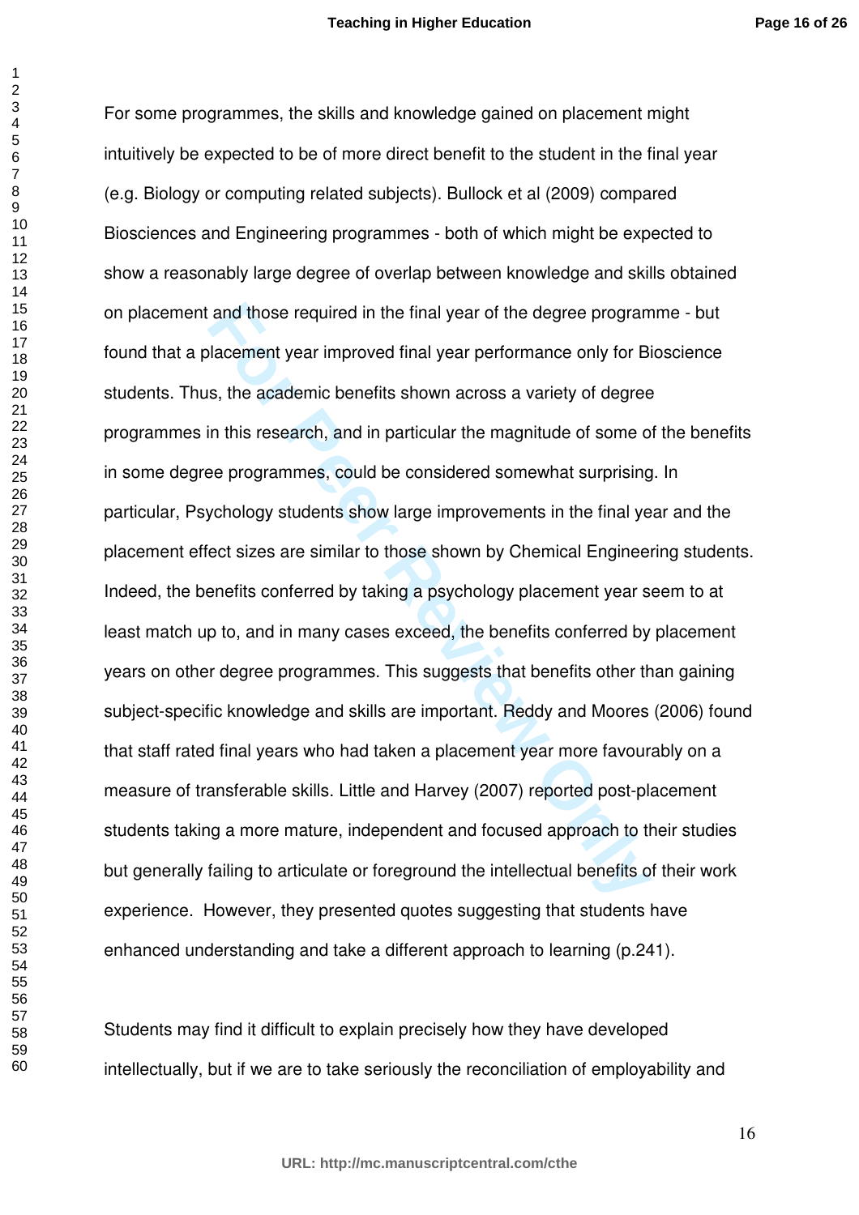For some programmes, the skills and knowledge gained on placement might intuitively be expected to be of more direct benefit to the student in the final year (e.g. Biology or computing related subjects). Bullock et al (2009) compared Biosciences and Engineering programmes - both of which might be expected to show a reasonably large degree of overlap between knowledge and skills obtained on placement and those required in the final year of the degree programme - but found that a placement year improved final year performance only for Bioscience students. Thus, the academic benefits shown across a variety of degree programmes in this research, and in particular the magnitude of some of the benefits in some degree programmes, could be considered somewhat surprising. In particular, Psychology students show large improvements in the final year and the placement effect sizes are similar to those shown by Chemical Engineering students. Indeed, the benefits conferred by taking a psychology placement year seem to at least match up to, and in many cases exceed, the benefits conferred by placement years on other degree programmes. This suggests that benefits other than gaining subject-specific knowledge and skills are important. Reddy and Moores (2006) found that staff rated final years who had taken a placement year more favourably on a measure of transferable skills. Little and Harvey (2007) reported post-placement students taking a more mature, independent and focused approach to their studies but generally failing to articulate or foreground the intellectual benefits of their work experience. However, they presented quotes suggesting that students have enhanced understanding and take a different approach to learning (p.241).

Students may find it difficult to explain precisely how they have developed intellectually, but if we are to take seriously the reconciliation of employability and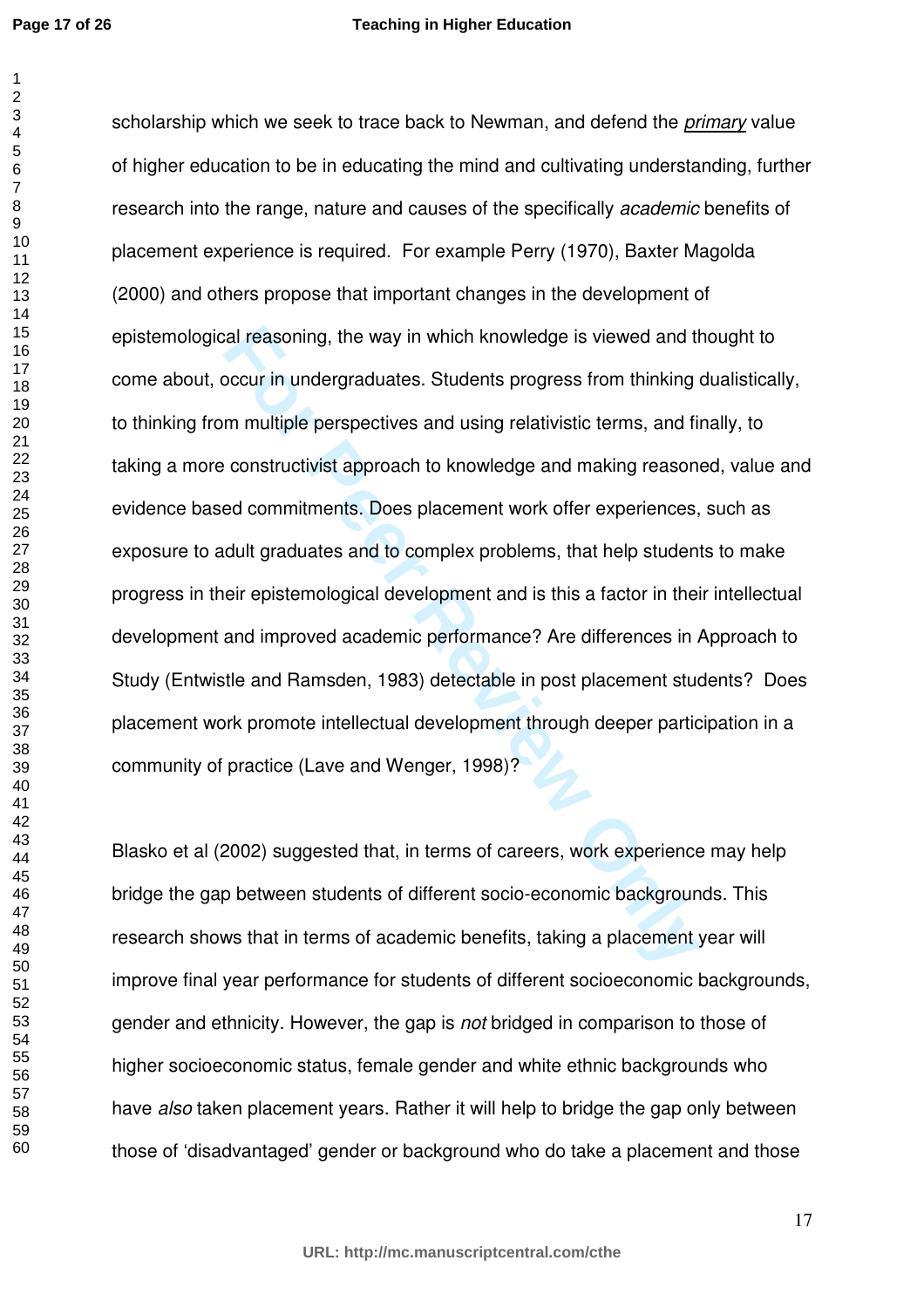scholarship which we seek to trace back to Newman, and defend the *primary* value of higher education to be in educating the mind and cultivating understanding, further research into the range, nature and causes of the specifically *academic* benefits of placement experience is required. For example Perry (1970), Baxter Magolda (2000) and others propose that important changes in the development of epistemological reasoning, the way in which knowledge is viewed and thought to come about, occur in undergraduates. Students progress from thinking dualistically, to thinking from multiple perspectives and using relativistic terms, and finally, to taking a more constructivist approach to knowledge and making reasoned, value and evidence based commitments. Does placement work offer experiences, such as exposure to adult graduates and to complex problems, that help students to make progress in their epistemological development and is this a factor in their intellectual development and improved academic performance? Are differences in Approach to Study (Entwistle and Ramsden, 1983) detectable in post placement students? Does placement work promote intellectual development through deeper participation in a community of practice (Lave and Wenger, 1998)?

Blasko et al (2002) suggested that, in terms of careers, work experience may help bridge the gap between students of different socio-economic backgrounds. This research shows that in terms of academic benefits, taking a placement year will improve final year performance for students of different socioeconomic backgrounds, gender and ethnicity. However, the gap is *not* bridged in comparison to those of higher socioeconomic status, female gender and white ethnic backgrounds who have *also* taken placement years. Rather it will help to bridge the gap only between those of 'disadvantaged' gender or background who do take a placement and those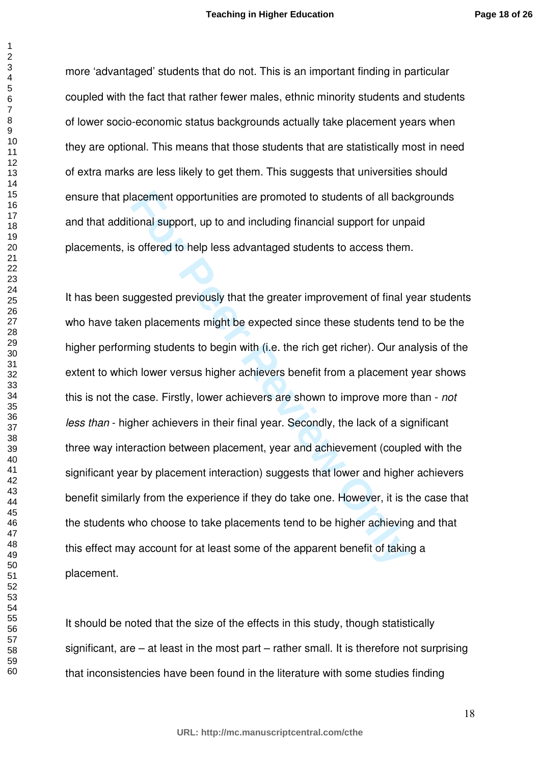more 'advantaged' students that do not. This is an important finding in particular coupled with the fact that rather fewer males, ethnic minority students and students of lower socio-economic status backgrounds actually take placement years when they are optional. This means that those students that are statistically most in need of extra marks are less likely to get them. This suggests that universities should ensure that placement opportunities are promoted to students of all backgrounds and that additional support, up to and including financial support for unpaid placements, is offered to help less advantaged students to access them.

It has been suggested previously that the greater improvement of final year students who have taken placements might be expected since these students tend to be the higher performing students to begin with (i.e. the rich get richer). Our analysis of the extent to which lower versus higher achievers benefit from a placement year shows this is not the case. Firstly, lower achievers are shown to improve more than - *not less than* - higher achievers in their final year. Secondly, the lack of a significant three way interaction between placement, year and achievement (coupled with the significant year by placement interaction) suggests that lower and higher achievers benefit similarly from the experience if they do take one. However, it is the case that the students who choose to take placements tend to be higher achieving and that this effect may account for at least some of the apparent benefit of taking a placement.

It should be noted that the size of the effects in this study, though statistically significant, are – at least in the most part – rather small. It is therefore not surprising that inconsistencies have been found in the literature with some studies finding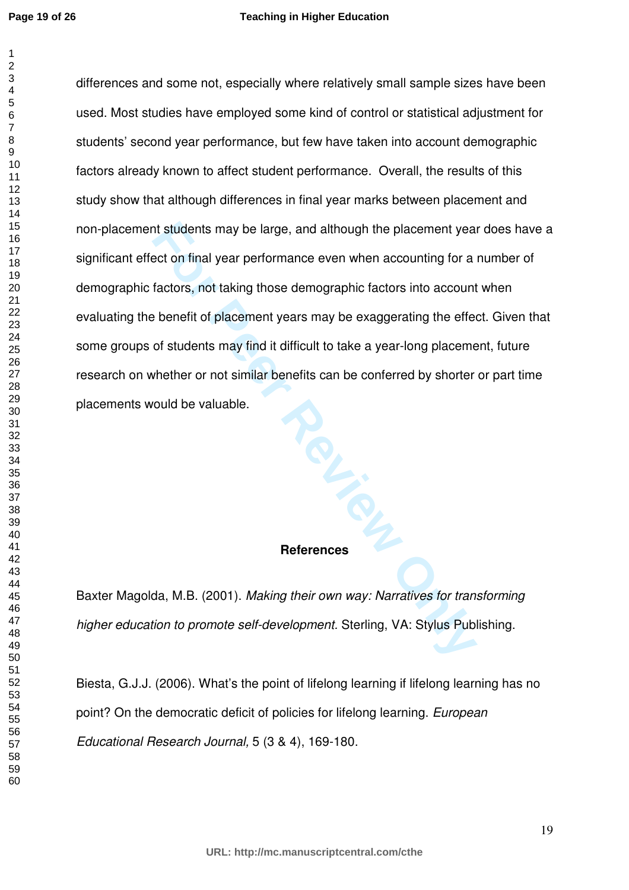differences and some not, especially where relatively small sample sizes have been used. Most studies have employed some kind of control or statistical adjustment for students' second year performance, but few have taken into account demographic factors already known to affect student performance. Overall, the results of this study show that although differences in final year marks between placement and non-placement students may be large, and although the placement year does have a significant effect on final year performance even when accounting for a number of demographic factors, not taking those demographic factors into account when evaluating the benefit of placement years may be exaggerating the effect. Given that some groups of students may find it difficult to take a year-long placement, future research on whether or not similar benefits can be conferred by shorter or part time placements would be valuable.

## References

Baxter Magolda, M.B. (2001). *Making their own way: Narratives for transforming higher education to promote self-development.* Sterling, VA: Stylus Publishing.

Biesta, G.J.J. (2006). What's the point of lifelong learning if lifelong learning has no point? On the democratic deficit of policies for lifelong learning. *European Educational Research Journal,* 5 (3 & 4), 169-180.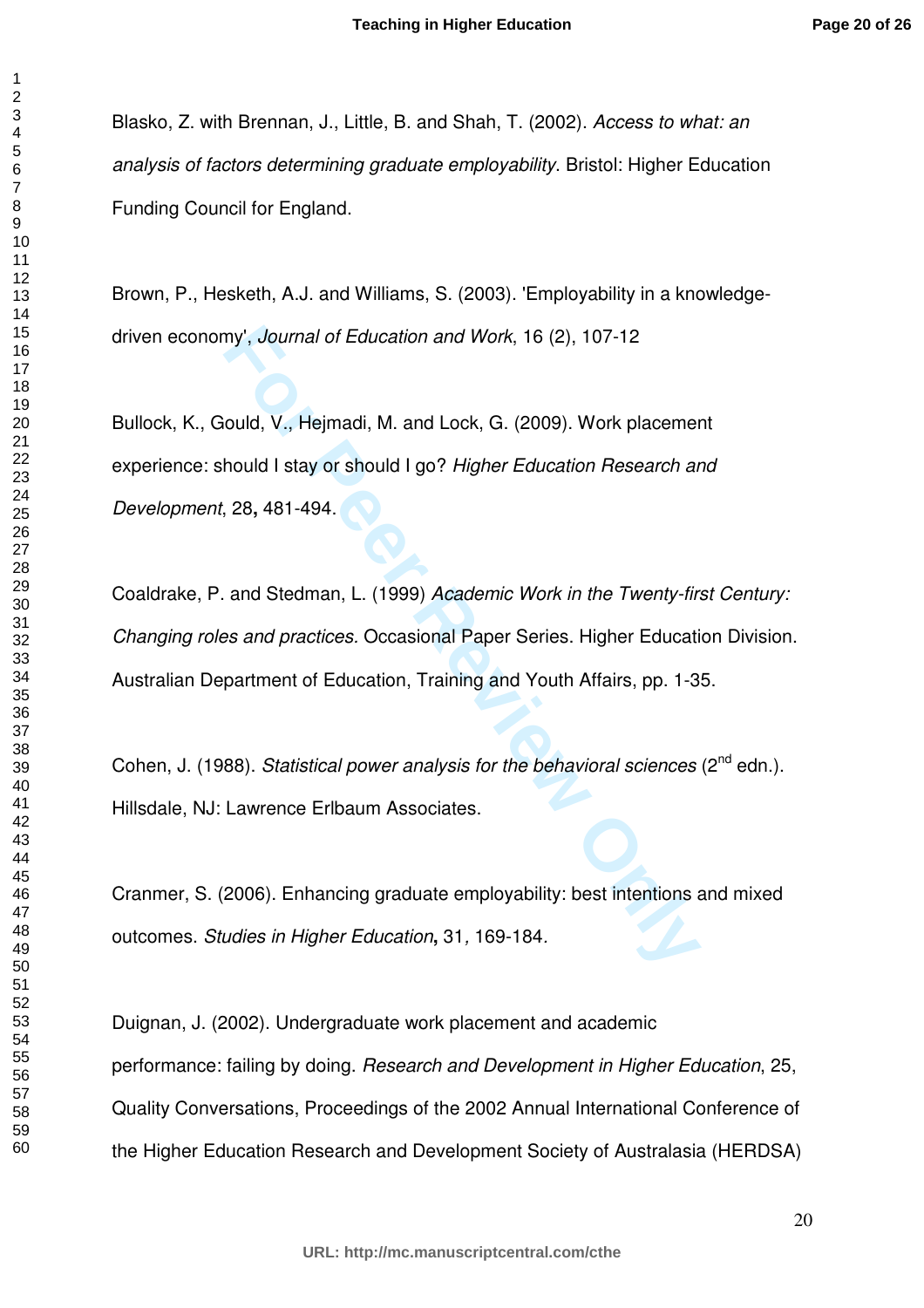Blasko, Z. with Brennan, J., Little, B. and Shah, T. (2002). *Access to what: an analysis of factors determining graduate employability*. Bristol: Higher Education Funding Council for England.

Brown, P., Hesketh, A.J. and Williams, S. (2003). 'Employability in a knowledge-driven economy', *Journal of Education and Work*, 16 (2), 107-12

Bullock, K., Gould, V., Hejmadi, M. and Lock, G. (2009). Work placement experience: should I stay or should I go? *Higher Education Research and Development*, 28**,** 481-494.

Coaldrake, P. and Stedman, L. (1999) *Academic Work in the Twenty-first Century: Changing roles and practices.* Occasional Paper Series. Higher Education Division. Australian Department of Education, Training and Youth Affairs, pp. 1-35.

Cohen, J. (1988). *Statistical power analysis for the behavioral sciences* (2nd edn.). Hillsdale, NJ: Lawrence Erlbaum Associates.

Cranmer, S. (2006). Enhancing graduate employability: best intentions and mixed outcomes. *Studies in Higher Education***,** 31*,* 169-184.

Duignan, J. (2002). Undergraduate work placement and academic performance: failing by doing. *Research and Development in Higher Education*, 25, Quality Conversations, Proceedings of the 2002 Annual International Conference of the Higher Education Research and Development Society of Australasia (HERDSA)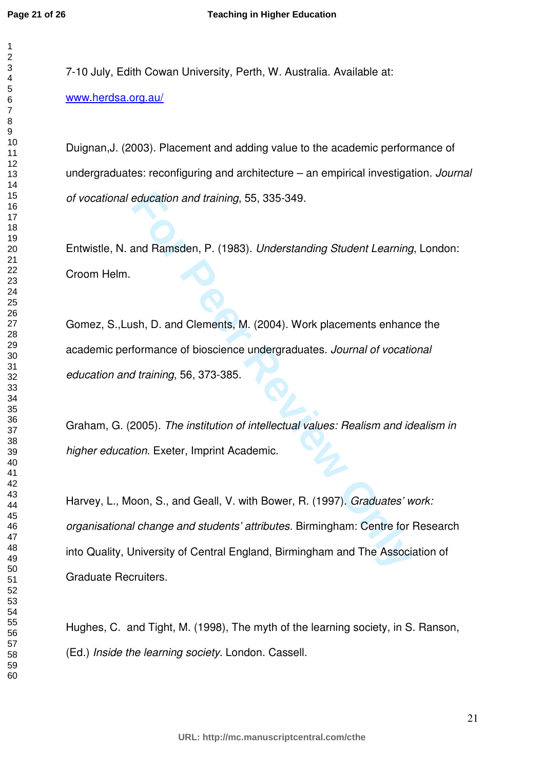7-10 July, Edith Cowan University, Perth, W. Australia. Available at: www.herdsa.org.au/

Duignan,J. (2003). Placement and adding value to the academic performance of undergraduates: reconfiguring and architecture – an empirical investigation. *Journal of vocational education and training*, 55, 335-349.

Entwistle, N. and Ramsden, P. (1983). *Understanding Student Learning*, London: Croom Helm.

Gomez, S.,Lush, D. and Clements, M. (2004). Work placements enhance the academic performance of bioscience undergraduates. *Journal of vocational education and training*, 56, 373-385.

Graham, G. (2005). *The institution of intellectual values: Realism and idealism in higher education.* Exeter, Imprint Academic.

Harvey, L., Moon, S., and Geall, V. with Bower, R. (1997). *Graduates' work: organisational change and students' attributes.* Birmingham: Centre for Research into Quality, University of Central England, Birmingham and The Association of Graduate Recruiters.

Hughes, C. and Tight, M. (1998), The myth of the learning society, in S. Ranson, (Ed.) *Inside the learning society*. London. Cassell.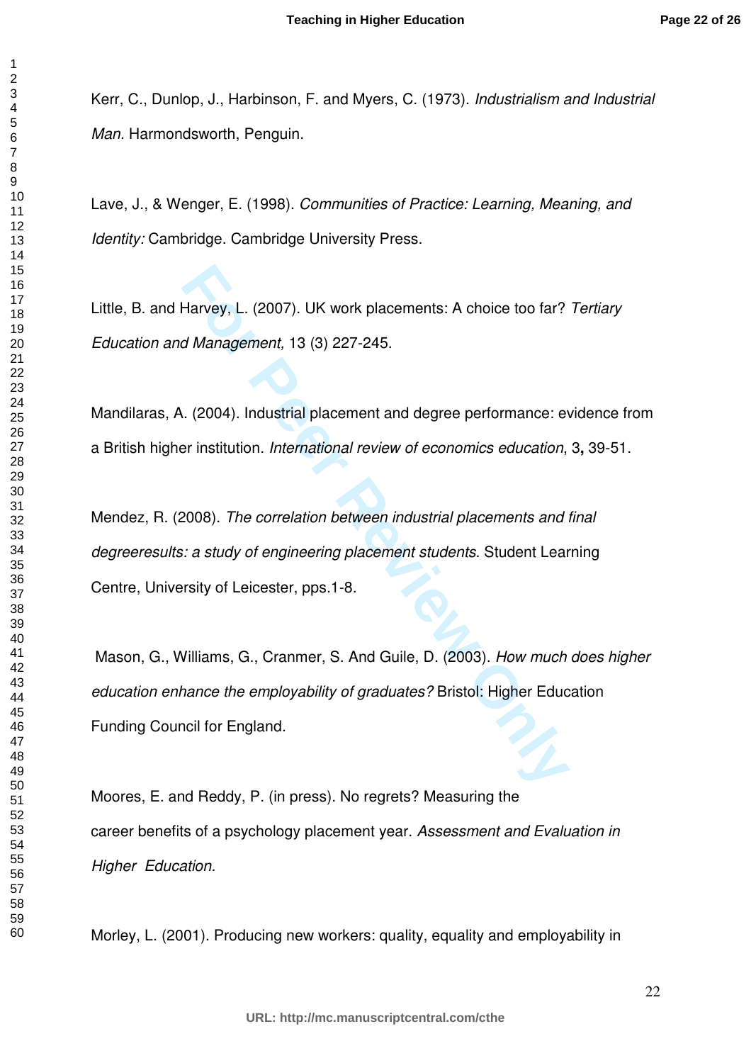Kerr, C., Dunlop, J., Harbinson, F. and Myers, C. (1973). *Industrialism and Industrial Man.* Harmondsworth, Penguin.

Lave, J., & Wenger, E. (1998). *Communities of Practice: Learning, Meaning, and Identity:* Cambridge. Cambridge University Press.

Little, B. and Harvey, L. (2007). UK work placements: A choice too far? *Tertiary Education and Management,* 13 (3) 227-245.

Mandilaras, A. (2004). Industrial placement and degree performance: evidence from a British higher institution. *International review of economics education*, 3**,** 39-51.

Mendez, R. (2008). *The correlation between industrial placements and final degreeresults: a study of engineering placement students*. Student Learning Centre, University of Leicester, pps.1-8.

Mason, G., Williams, G., Cranmer, S. And Guile, D. (2003). *How much does higher education enhance the employability of graduates?* Bristol: Higher Education Funding Council for England.

Moores, E. and Reddy, P. (in press). No regrets? Measuring the career benefits of a psychology placement year. *Assessment and Evaluation in Higher Education.*

Morley, L. (2001). Producing new workers: quality, equality and employability in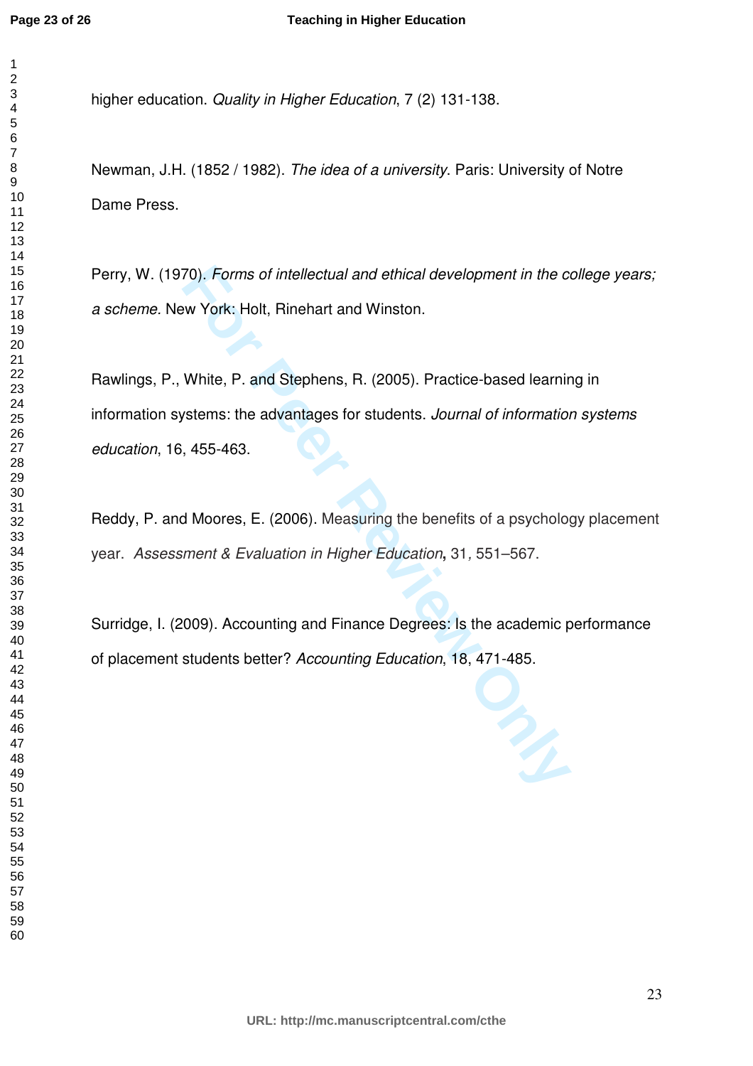higher education. *Quality in Higher Education*, 7 (2) 131-138.

Newman, J.H. (1852 / 1982). *The idea of a university*. Paris: University of Notre Dame Press.

Perry, W. (1970). *Forms of intellectual and ethical development in the college years; a scheme.* New York: Holt, Rinehart and Winston.

Rawlings, P., White, P. and Stephens, R. (2005). Practice-based learning in information systems: the advantages for students. *Journal of information systems education*, 16, 455-463.

Reddy, P. and Moores, E. (2006). Measuring the benefits of a psychology placement year. *Assessment & Evaluation in Higher Education*, 31, 551–567.

Surridge, I. (2009). Accounting and Finance Degrees: Is the academic performance of placement students better? *Accounting Education*, 18, 471-485.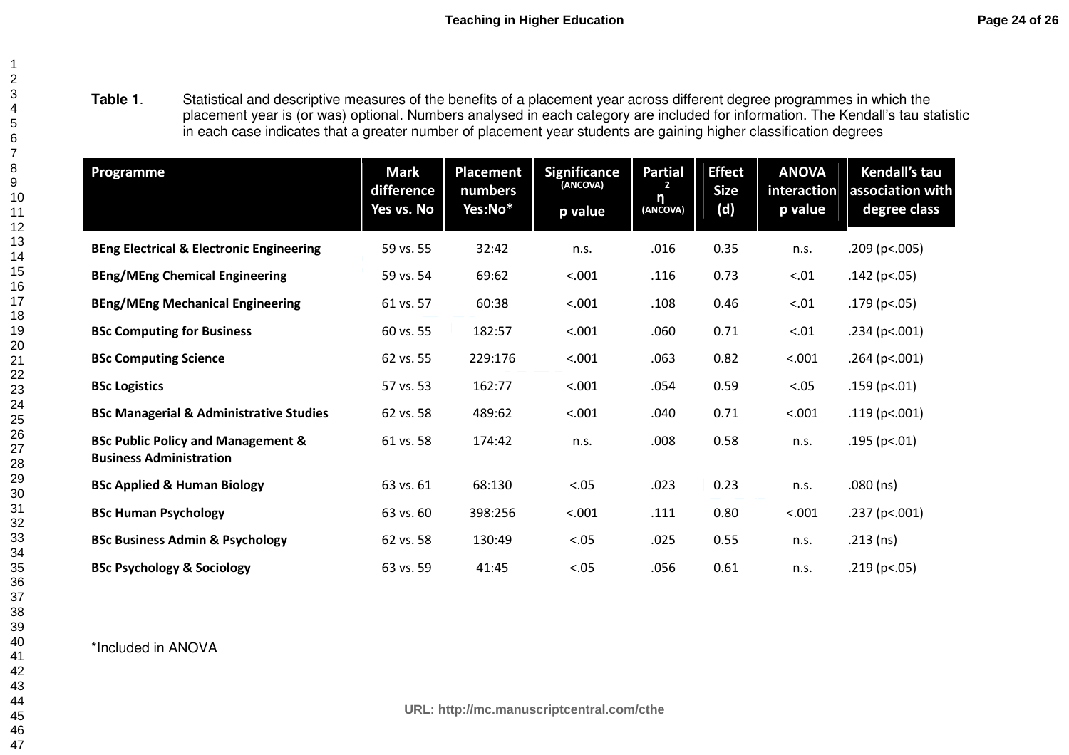**Table 1**. Statistical and descriptive measures of the benefits of a placement year across different degree programmes in which the placement year is (or was) optional. Numbers analysed in each category are included for information. The Kendall's tau statistic in each case indicates that a greater number of placement year students are gaining higher classification degrees

| Programme | Mark difference Yes vs. No | Placement numbers Yes:No* | Significance (ANCOVA) p value | Partial $\eta^2$ (ANCOVA) | Effect Size (d) | ANOVA interaction p value | Kendall's tau association with degree class |
|---|---|---|---|---|---|---|---|
| **BEng Electrical & Electronic Engineering** | 59 vs. 55 | 32:42 | n.s. | .016 | 0.35 | n.s. | .209 (p<.005) |
| **BEng/MEng Chemical Engineering** | 59 vs. 54 | 69:62 | <.001 | .116 | 0.73 | <.01 | .142 (p<.05) |
| **BEng/MEng Mechanical Engineering** | 61 vs. 57 | 60:38 | <.001 | .108 | 0.46 | <.01 | .179 (p<.05) |
| **BSc Computing for Business** | 60 vs. 55 | 182:57 | <.001 | .060 | 0.71 | <.01 | .234 (p<.001) |
| **BSc Computing Science** | 62 vs. 55 | 229:176 | <.001 | .063 | 0.82 | <.001 | .264 (p<.001) |
| **BSc Logistics** | 57 vs. 53 | 162:77 | <.001 | .054 | 0.59 | <.05 | .159 (p<.01) |
| **BSc Managerial & Administrative Studies** | 62 vs. 58 | 489:62 | <.001 | .040 | 0.71 | <.001 | .119 (p<.001) |
| **BSc Public Policy and Management & Business Administration** | 61 vs. 58 | 174:42 | n.s. | .008 | 0.58 | n.s. | .195 (p<.01) |
| **BSc Applied & Human Biology** | 63 vs. 61 | 68:130 | <.05 | .023 | 0.23 | n.s. | .080 (ns) |
| **BSc Human Psychology** | 63 vs. 60 | 398:256 | <.001 | .111 | 0.80 | <.001 | .237 (p<.001) |
| **BSc Business Admin & Psychology** | 62 vs. 58 | 130:49 | <.05 | .025 | 0.55 | n.s. | .213 (ns) |
| **BSc Psychology & Sociology** | 63 vs. 59 | 41:45 | <.05 | .056 | 0.61 | n.s. | .219 (p<.05) |

*Included in ANOVA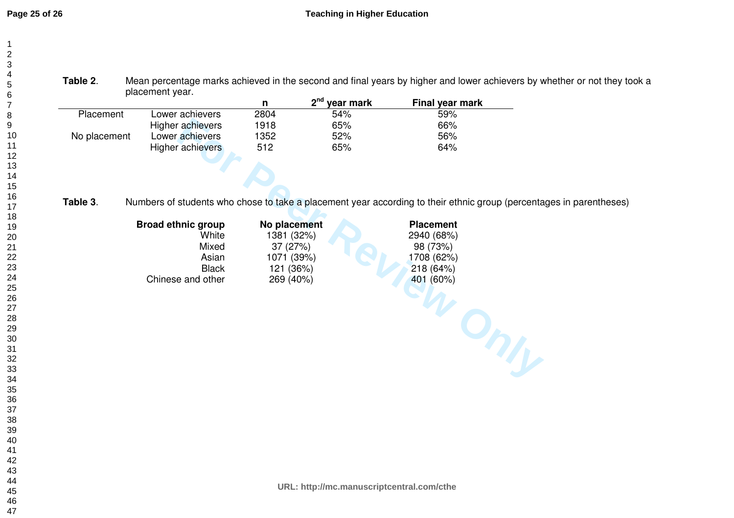**Table 2**. Mean percentage marks achieved in the second and final years by higher and lower achievers by whether or not they took a placement year.

| | | n | 2nd year mark | Final year mark |
|---|---|---|---|---|
| Placement | Lower achievers | 2804 | 54% | 59% |
| | Higher achievers | 1918 | 65% | 66% |
| No placement | Lower achievers | 1352 | 52% | 56% |
| | Higher achievers | 512 | 65% | 64% |

**Table 3**. Numbers of students who chose to take a placement year according to their ethnic group (percentages in parentheses)

| Broad ethnic group | No placement | Placement |
|---|---|---|
| White | 1381 (32%) | 2940 (68%) |
| Mixed | 37 (27%) | 98 (73%) |
| Asian | 1071 (39%) | 1708 (62%) |
| Black | 121 (36%) | 218 (64%) |
| Chinese and other | 269 (40%) | 401 (60%) |